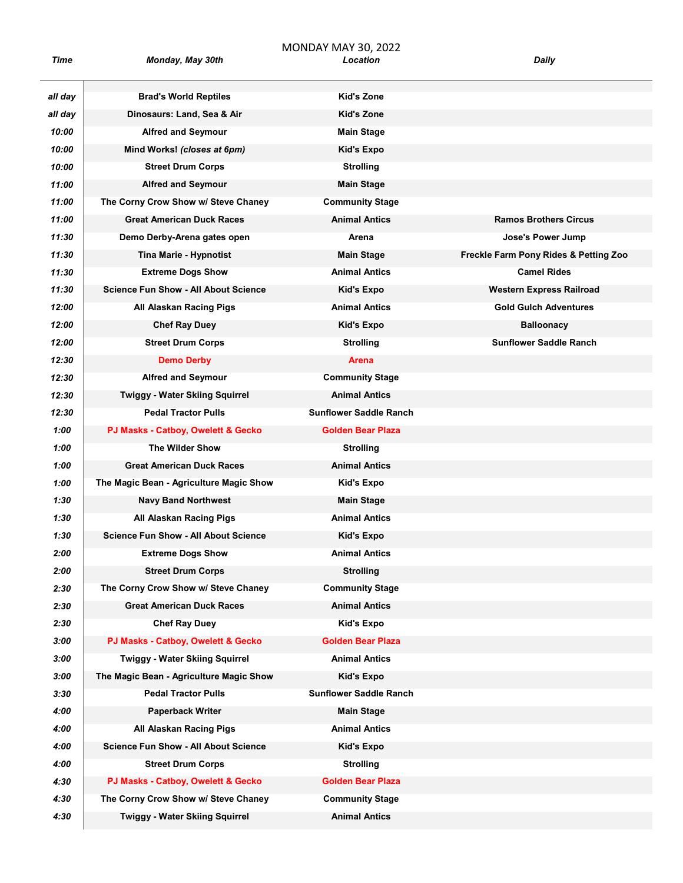MONDAY MAY 30, 2022

| *Time* | *Monday, May 30th* | *Location* | *Daily* |
|---|---|---|---|
| ***all day*** | **Brad's World Reptiles** | **Kid's Zone** | |
| ***all day*** | **Dinosaurs: Land, Sea & Air** | **Kid's Zone** | |
| ***10:00*** | **Alfred and Seymour** | **Main Stage** | |
| ***10:00*** | **Mind Works! *(closes at 6pm)*** | **Kid's Expo** | |
| ***10:00*** | **Street Drum Corps** | **Strolling** | |
| ***11:00*** | **Alfred and Seymour** | **Main Stage** | |
| ***11:00*** | **The Corny Crow Show w/ Steve Chaney** | **Community Stage** | |
| ***11:00*** | **Great American Duck Races** | **Animal Antics** | **Ramos Brothers Circus** |
| ***11:30*** | **Demo Derby-Arena gates open** | **Arena** | **Jose's Power Jump** |
| ***11:30*** | **Tina Marie - Hypnotist** | **Main Stage** | **Freckle Farm Pony Rides & Petting Zoo** |
| ***11:30*** | **Extreme Dogs Show** | **Animal Antics** | **Camel Rides** |
| ***11:30*** | **Science Fun Show - All About Science** | **Kid's Expo** | **Western Express Railroad** |
| ***12:00*** | **All Alaskan Racing Pigs** | **Animal Antics** | **Gold Gulch Adventures** |
| ***12:00*** | **Chef Ray Duey** | **Kid's Expo** | **Balloonacy** |
| ***12:00*** | **Street Drum Corps** | **Strolling** | **Sunflower Saddle Ranch** |
| ***12:30*** | **Demo Derby** | **Arena** | |
| ***12:30*** | **Alfred and Seymour** | **Community Stage** | |
| ***12:30*** | **Twiggy - Water Skiing Squirrel** | **Animal Antics** | |
| ***12:30*** | **Pedal Tractor Pulls** | **Sunflower Saddle Ranch** | |
| ***1:00*** | **PJ Masks - Catboy, Owelett & Gecko** | **Golden Bear Plaza** | |
| ***1:00*** | **The Wilder Show** | **Strolling** | |
| ***1:00*** | **Great American Duck Races** | **Animal Antics** | |
| ***1:00*** | **The Magic Bean - Agriculture Magic Show** | **Kid's Expo** | |
| ***1:30*** | **Navy Band Northwest** | **Main Stage** | |
| ***1:30*** | **All Alaskan Racing Pigs** | **Animal Antics** | |
| ***1:30*** | **Science Fun Show - All About Science** | **Kid's Expo** | |
| ***2:00*** | **Extreme Dogs Show** | **Animal Antics** | |
| ***2:00*** | **Street Drum Corps** | **Strolling** | |
| ***2:30*** | **The Corny Crow Show w/ Steve Chaney** | **Community Stage** | |
| ***2:30*** | **Great American Duck Races** | **Animal Antics** | |
| ***2:30*** | **Chef Ray Duey** | **Kid's Expo** | |
| ***3:00*** | **PJ Masks - Catboy, Owelett & Gecko** | **Golden Bear Plaza** | |
| ***3:00*** | **Twiggy - Water Skiing Squirrel** | **Animal Antics** | |
| ***3:00*** | **The Magic Bean - Agriculture Magic Show** | **Kid's Expo** | |
| ***3:30*** | **Pedal Tractor Pulls** | **Sunflower Saddle Ranch** | |
| ***4:00*** | **Paperback Writer** | **Main Stage** | |
| ***4:00*** | **All Alaskan Racing Pigs** | **Animal Antics** | |
| ***4:00*** | **Science Fun Show - All About Science** | **Kid's Expo** | |
| ***4:00*** | **Street Drum Corps** | **Strolling** | |
| ***4:30*** | **PJ Masks - Catboy, Owelett & Gecko** | **Golden Bear Plaza** | |
| ***4:30*** | **The Corny Crow Show w/ Steve Chaney** | **Community Stage** | |
| ***4:30*** | **Twiggy - Water Skiing Squirrel** | **Animal Antics** | |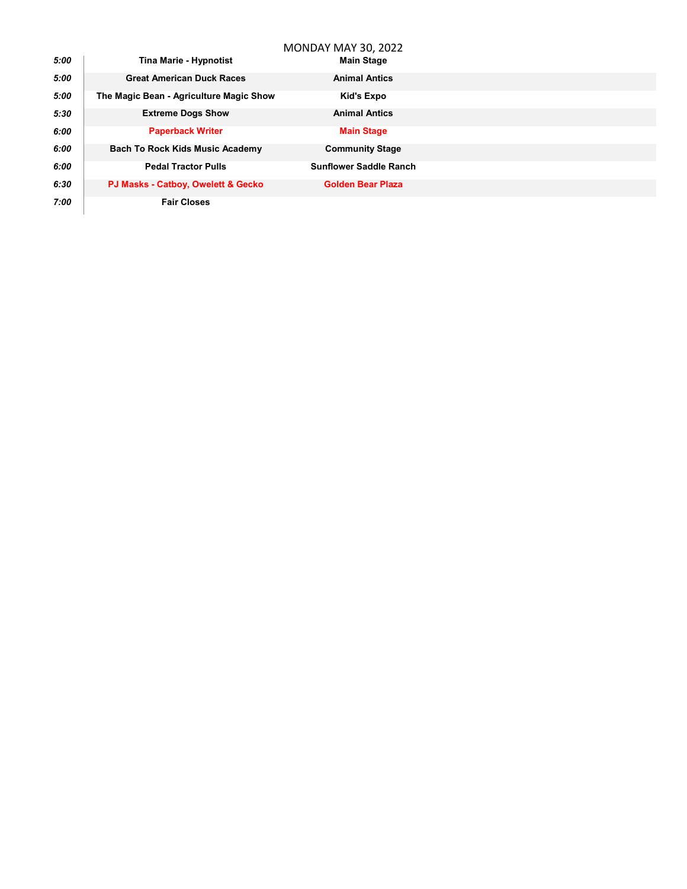MONDAY MAY 30, 2022

| | | |
|---|---|---|
| *5:00* | **Tina Marie - Hypnotist** | **Main Stage** |
| *5:00* | **Great American Duck Races** | **Animal Antics** |
| *5:00* | **The Magic Bean - Agriculture Magic Show** | **Kid's Expo** |
| *5:30* | **Extreme Dogs Show** | **Animal Antics** |
| *6:00* | **Paperback Writer** | **Main Stage** |
| *6:00* | **Bach To Rock Kids Music Academy** | **Community Stage** |
| *6:00* | **Pedal Tractor Pulls** | **Sunflower Saddle Ranch** |
| *6:30* | **PJ Masks - Catboy, Owelett & Gecko** | **Golden Bear Plaza** |
| *7:00* | **Fair Closes** | |